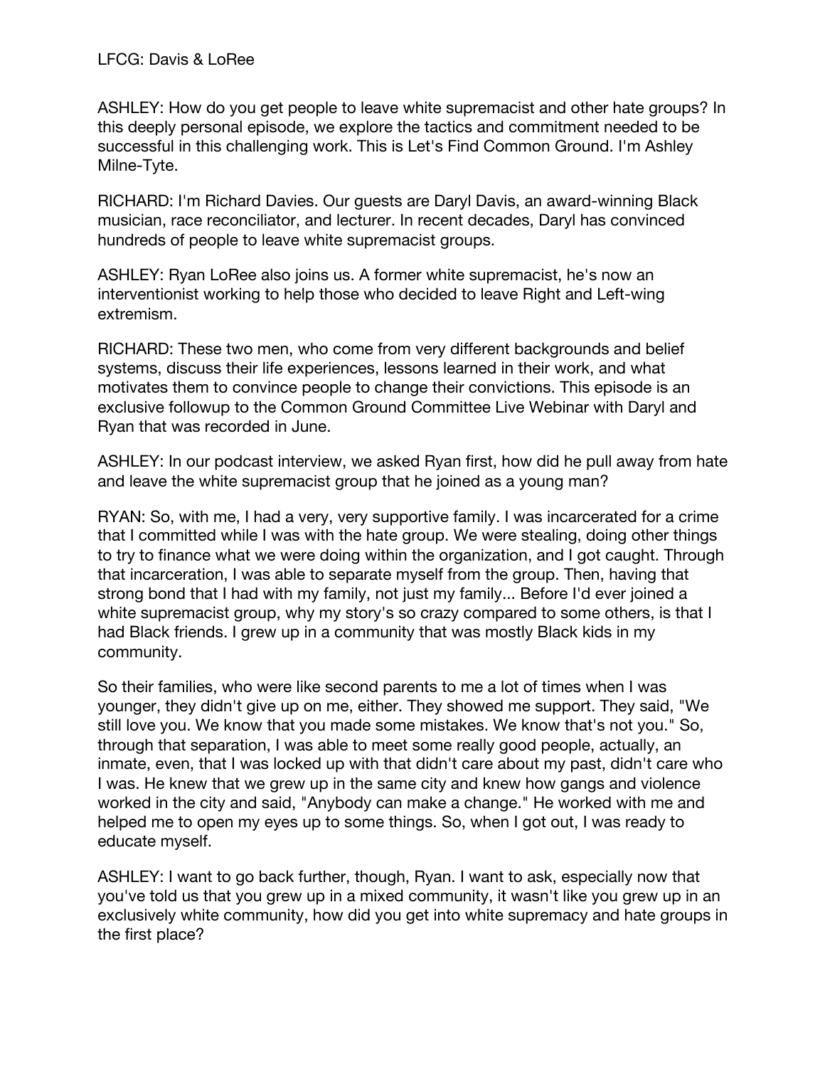LFCG: Davis & LoRee

ASHLEY: How do you get people to leave white supremacist and other hate groups? In this deeply personal episode, we explore the tactics and commitment needed to be successful in this challenging work. This is Let's Find Common Ground. I'm Ashley Milne-Tyte.

RICHARD: I'm Richard Davies. Our guests are Daryl Davis, an award-winning Black musician, race reconciliator, and lecturer. In recent decades, Daryl has convinced hundreds of people to leave white supremacist groups.

ASHLEY: Ryan LoRee also joins us. A former white supremacist, he's now an interventionist working to help those who decided to leave Right and Left-wing extremism.

RICHARD: These two men, who come from very different backgrounds and belief systems, discuss their life experiences, lessons learned in their work, and what motivates them to convince people to change their convictions. This episode is an exclusive followup to the Common Ground Committee Live Webinar with Daryl and Ryan that was recorded in June.

ASHLEY: In our podcast interview, we asked Ryan first, how did he pull away from hate and leave the white supremacist group that he joined as a young man?

RYAN: So, with me, I had a very, very supportive family. I was incarcerated for a crime that I committed while I was with the hate group. We were stealing, doing other things to try to finance what we were doing within the organization, and I got caught. Through that incarceration, I was able to separate myself from the group. Then, having that strong bond that I had with my family, not just my family... Before I'd ever joined a white supremacist group, why my story's so crazy compared to some others, is that I had Black friends. I grew up in a community that was mostly Black kids in my community.

So their families, who were like second parents to me a lot of times when I was younger, they didn't give up on me, either. They showed me support. They said, "We still love you. We know that you made some mistakes. We know that's not you." So, through that separation, I was able to meet some really good people, actually, an inmate, even, that I was locked up with that didn't care about my past, didn't care who I was. He knew that we grew up in the same city and knew how gangs and violence worked in the city and said, "Anybody can make a change." He worked with me and helped me to open my eyes up to some things. So, when I got out, I was ready to educate myself.

ASHLEY: I want to go back further, though, Ryan. I want to ask, especially now that you've told us that you grew up in a mixed community, it wasn't like you grew up in an exclusively white community, how did you get into white supremacy and hate groups in the first place?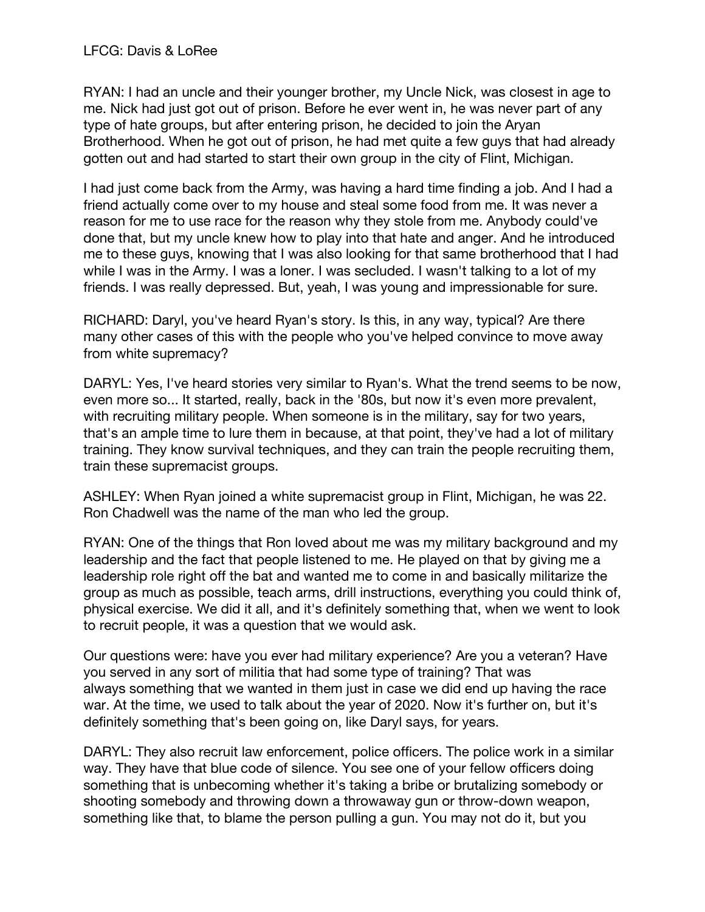RYAN: I had an uncle and their younger brother, my Uncle Nick, was closest in age to me. Nick had just got out of prison. Before he ever went in, he was never part of any type of hate groups, but after entering prison, he decided to join the Aryan Brotherhood. When he got out of prison, he had met quite a few guys that had already gotten out and had started to start their own group in the city of Flint, Michigan.

I had just come back from the Army, was having a hard time finding a job. And I had a friend actually come over to my house and steal some food from me. It was never a reason for me to use race for the reason why they stole from me. Anybody could've done that, but my uncle knew how to play into that hate and anger. And he introduced me to these guys, knowing that I was also looking for that same brotherhood that I had while I was in the Army. I was a loner. I was secluded. I wasn't talking to a lot of my friends. I was really depressed. But, yeah, I was young and impressionable for sure.

RICHARD: Daryl, you've heard Ryan's story. Is this, in any way, typical? Are there many other cases of this with the people who you've helped convince to move away from white supremacy?

DARYL: Yes, I've heard stories very similar to Ryan's. What the trend seems to be now, even more so... It started, really, back in the '80s, but now it's even more prevalent, with recruiting military people. When someone is in the military, say for two years, that's an ample time to lure them in because, at that point, they've had a lot of military training. They know survival techniques, and they can train the people recruiting them, train these supremacist groups.

ASHLEY: When Ryan joined a white supremacist group in Flint, Michigan, he was 22. Ron Chadwell was the name of the man who led the group.

RYAN: One of the things that Ron loved about me was my military background and my leadership and the fact that people listened to me. He played on that by giving me a leadership role right off the bat and wanted me to come in and basically militarize the group as much as possible, teach arms, drill instructions, everything you could think of, physical exercise. We did it all, and it's definitely something that, when we went to look to recruit people, it was a question that we would ask.

Our questions were: have you ever had military experience? Are you a veteran? Have you served in any sort of militia that had some type of training? That was always something that we wanted in them just in case we did end up having the race war. At the time, we used to talk about the year of 2020. Now it's further on, but it's definitely something that's been going on, like Daryl says, for years.

DARYL: They also recruit law enforcement, police officers. The police work in a similar way. They have that blue code of silence. You see one of your fellow officers doing something that is unbecoming whether it's taking a bribe or brutalizing somebody or shooting somebody and throwing down a throwaway gun or throw-down weapon, something like that, to blame the person pulling a gun. You may not do it, but you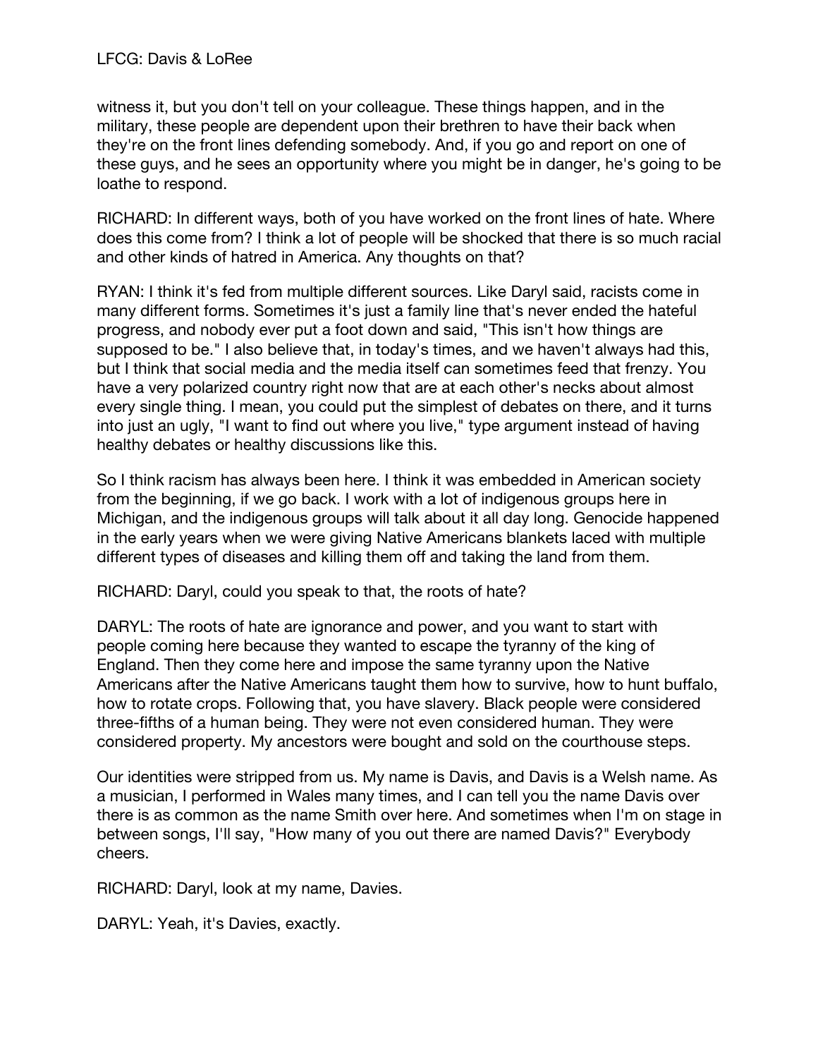witness it, but you don't tell on your colleague. These things happen, and in the military, these people are dependent upon their brethren to have their back when they're on the front lines defending somebody. And, if you go and report on one of these guys, and he sees an opportunity where you might be in danger, he's going to be loathe to respond.

RICHARD: In different ways, both of you have worked on the front lines of hate. Where does this come from? I think a lot of people will be shocked that there is so much racial and other kinds of hatred in America. Any thoughts on that?

RYAN: I think it's fed from multiple different sources. Like Daryl said, racists come in many different forms. Sometimes it's just a family line that's never ended the hateful progress, and nobody ever put a foot down and said, "This isn't how things are supposed to be." I also believe that, in today's times, and we haven't always had this, but I think that social media and the media itself can sometimes feed that frenzy. You have a very polarized country right now that are at each other's necks about almost every single thing. I mean, you could put the simplest of debates on there, and it turns into just an ugly, "I want to find out where you live," type argument instead of having healthy debates or healthy discussions like this.

So I think racism has always been here. I think it was embedded in American society from the beginning, if we go back. I work with a lot of indigenous groups here in Michigan, and the indigenous groups will talk about it all day long. Genocide happened in the early years when we were giving Native Americans blankets laced with multiple different types of diseases and killing them off and taking the land from them.

RICHARD: Daryl, could you speak to that, the roots of hate?

DARYL: The roots of hate are ignorance and power, and you want to start with people coming here because they wanted to escape the tyranny of the king of England. Then they come here and impose the same tyranny upon the Native Americans after the Native Americans taught them how to survive, how to hunt buffalo, how to rotate crops. Following that, you have slavery. Black people were considered three-fifths of a human being. They were not even considered human. They were considered property. My ancestors were bought and sold on the courthouse steps.

Our identities were stripped from us. My name is Davis, and Davis is a Welsh name. As a musician, I performed in Wales many times, and I can tell you the name Davis over there is as common as the name Smith over here. And sometimes when I'm on stage in between songs, I'll say, "How many of you out there are named Davis?" Everybody cheers.

RICHARD: Daryl, look at my name, Davies.

DARYL: Yeah, it's Davies, exactly.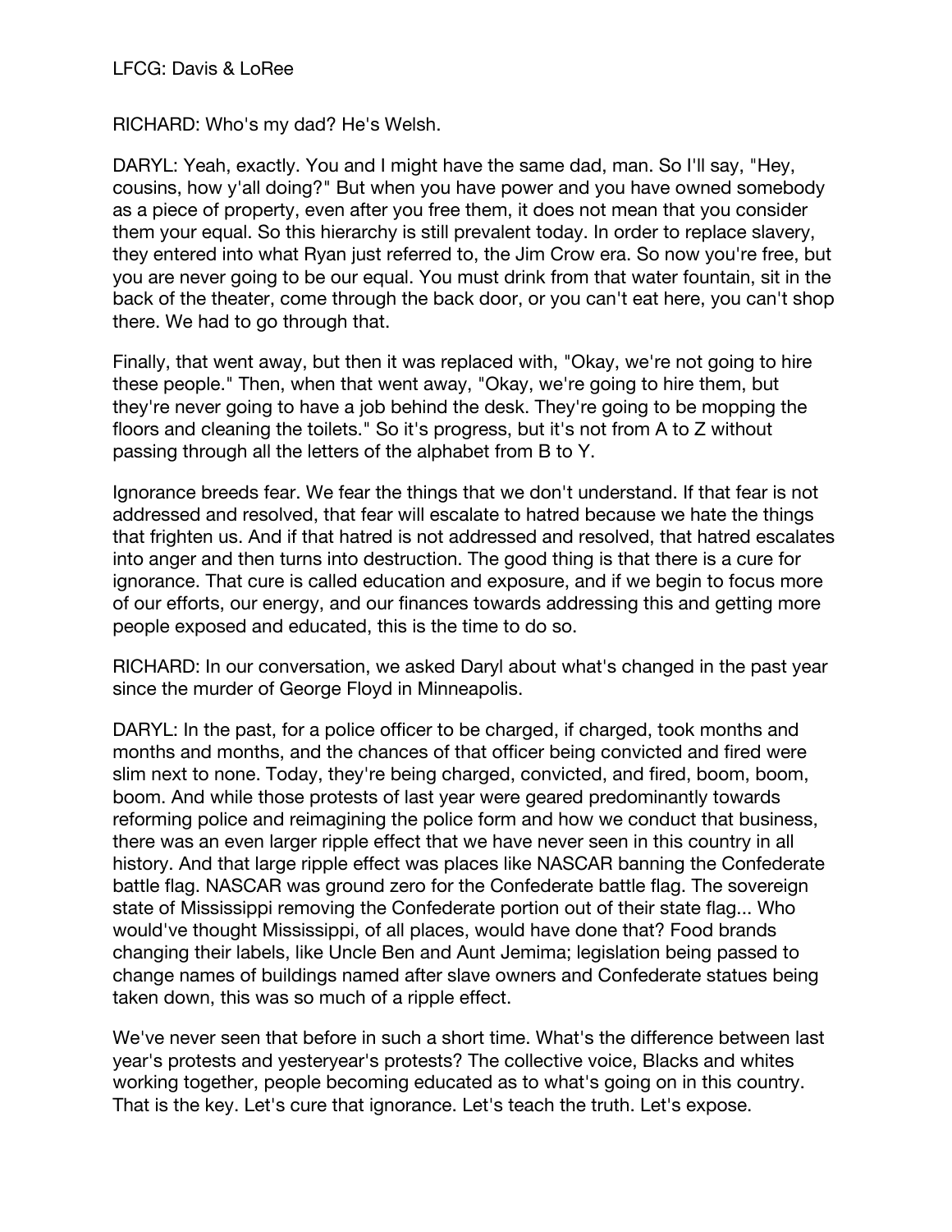RICHARD: Who's my dad? He's Welsh.

DARYL: Yeah, exactly. You and I might have the same dad, man. So I'll say, "Hey, cousins, how y'all doing?" But when you have power and you have owned somebody as a piece of property, even after you free them, it does not mean that you consider them your equal. So this hierarchy is still prevalent today. In order to replace slavery, they entered into what Ryan just referred to, the Jim Crow era. So now you're free, but you are never going to be our equal. You must drink from that water fountain, sit in the back of the theater, come through the back door, or you can't eat here, you can't shop there. We had to go through that.

Finally, that went away, but then it was replaced with, "Okay, we're not going to hire these people." Then, when that went away, "Okay, we're going to hire them, but they're never going to have a job behind the desk. They're going to be mopping the floors and cleaning the toilets." So it's progress, but it's not from A to Z without passing through all the letters of the alphabet from B to Y.

Ignorance breeds fear. We fear the things that we don't understand. If that fear is not addressed and resolved, that fear will escalate to hatred because we hate the things that frighten us. And if that hatred is not addressed and resolved, that hatred escalates into anger and then turns into destruction. The good thing is that there is a cure for ignorance. That cure is called education and exposure, and if we begin to focus more of our efforts, our energy, and our finances towards addressing this and getting more people exposed and educated, this is the time to do so.

RICHARD: In our conversation, we asked Daryl about what's changed in the past year since the murder of George Floyd in Minneapolis.

DARYL: In the past, for a police officer to be charged, if charged, took months and months and months, and the chances of that officer being convicted and fired were slim next to none. Today, they're being charged, convicted, and fired, boom, boom, boom. And while those protests of last year were geared predominantly towards reforming police and reimagining the police form and how we conduct that business, there was an even larger ripple effect that we have never seen in this country in all history. And that large ripple effect was places like NASCAR banning the Confederate battle flag. NASCAR was ground zero for the Confederate battle flag. The sovereign state of Mississippi removing the Confederate portion out of their state flag... Who would've thought Mississippi, of all places, would have done that? Food brands changing their labels, like Uncle Ben and Aunt Jemima; legislation being passed to change names of buildings named after slave owners and Confederate statues being taken down, this was so much of a ripple effect.

We've never seen that before in such a short time. What's the difference between last year's protests and yesteryear's protests? The collective voice, Blacks and whites working together, people becoming educated as to what's going on in this country. That is the key. Let's cure that ignorance. Let's teach the truth. Let's expose.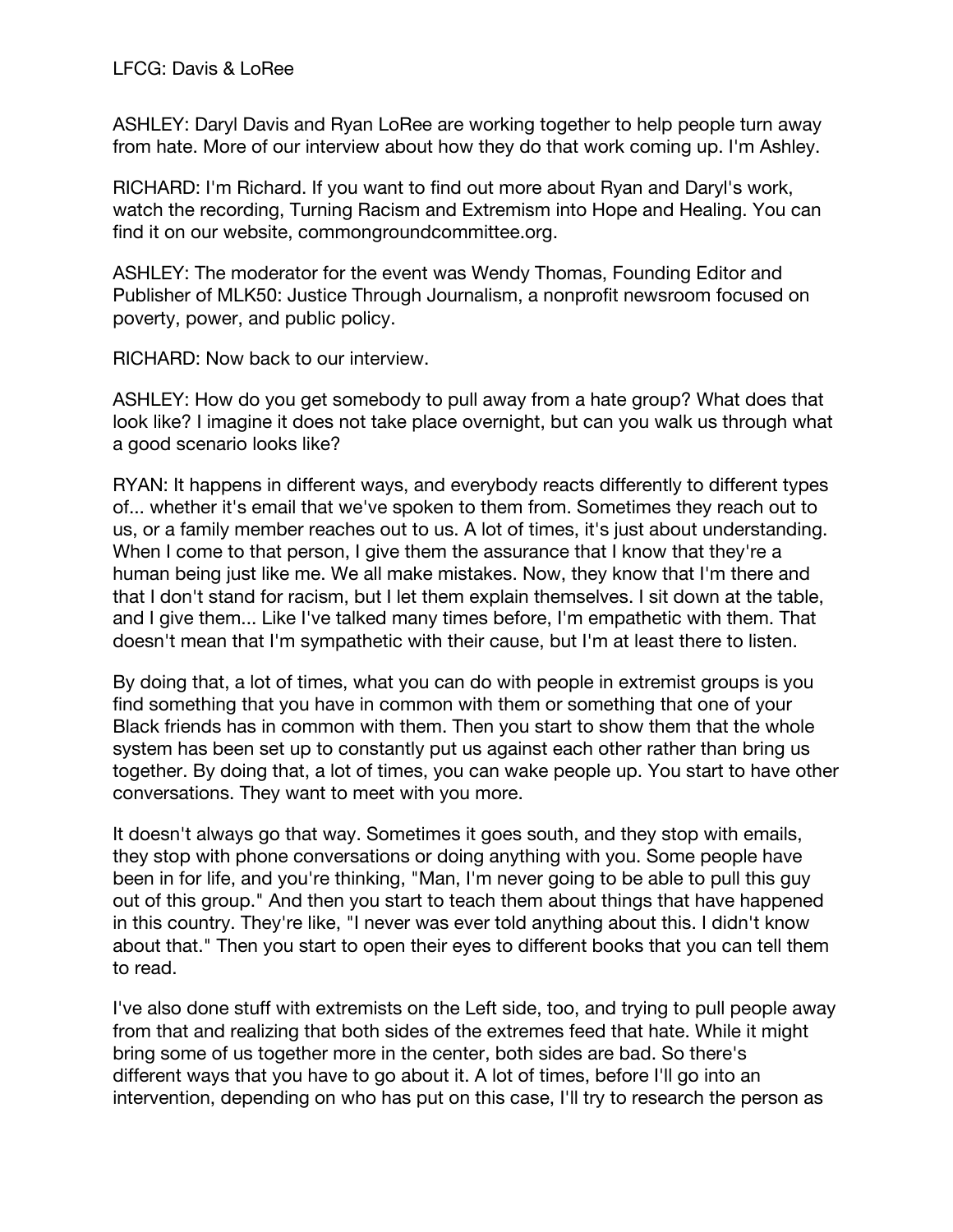ASHLEY: Daryl Davis and Ryan LoRee are working together to help people turn away from hate. More of our interview about how they do that work coming up. I'm Ashley.

RICHARD: I'm Richard. If you want to find out more about Ryan and Daryl's work, watch the recording, Turning Racism and Extremism into Hope and Healing. You can find it on our website, commongroundcommittee.org.

ASHLEY: The moderator for the event was Wendy Thomas, Founding Editor and Publisher of MLK50: Justice Through Journalism, a nonprofit newsroom focused on poverty, power, and public policy.

RICHARD: Now back to our interview.

ASHLEY: How do you get somebody to pull away from a hate group? What does that look like? I imagine it does not take place overnight, but can you walk us through what a good scenario looks like?

RYAN: It happens in different ways, and everybody reacts differently to different types of... whether it's email that we've spoken to them from. Sometimes they reach out to us, or a family member reaches out to us. A lot of times, it's just about understanding. When I come to that person, I give them the assurance that I know that they're a human being just like me. We all make mistakes. Now, they know that I'm there and that I don't stand for racism, but I let them explain themselves. I sit down at the table, and I give them... Like I've talked many times before, I'm empathetic with them. That doesn't mean that I'm sympathetic with their cause, but I'm at least there to listen.

By doing that, a lot of times, what you can do with people in extremist groups is you find something that you have in common with them or something that one of your Black friends has in common with them. Then you start to show them that the whole system has been set up to constantly put us against each other rather than bring us together. By doing that, a lot of times, you can wake people up. You start to have other conversations. They want to meet with you more.

It doesn't always go that way. Sometimes it goes south, and they stop with emails, they stop with phone conversations or doing anything with you. Some people have been in for life, and you're thinking, "Man, I'm never going to be able to pull this guy out of this group." And then you start to teach them about things that have happened in this country. They're like, "I never was ever told anything about this. I didn't know about that." Then you start to open their eyes to different books that you can tell them to read.

I've also done stuff with extremists on the Left side, too, and trying to pull people away from that and realizing that both sides of the extremes feed that hate. While it might bring some of us together more in the center, both sides are bad. So there's different ways that you have to go about it. A lot of times, before I'll go into an intervention, depending on who has put on this case, I'll try to research the person as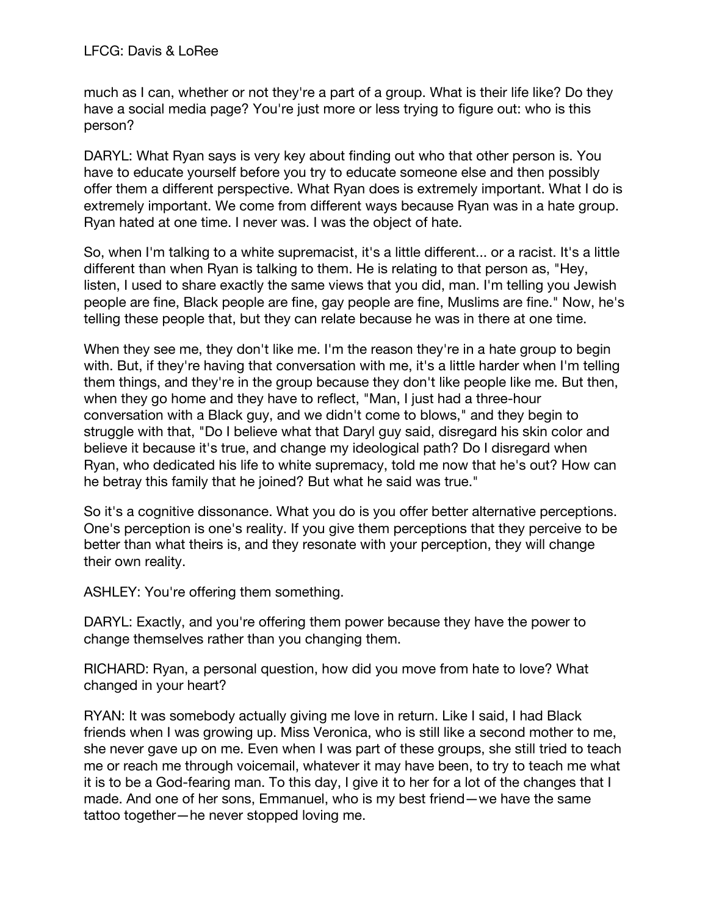much as I can, whether or not they're a part of a group. What is their life like? Do they have a social media page? You're just more or less trying to figure out: who is this person?

DARYL: What Ryan says is very key about finding out who that other person is. You have to educate yourself before you try to educate someone else and then possibly offer them a different perspective. What Ryan does is extremely important. What I do is extremely important. We come from different ways because Ryan was in a hate group. Ryan hated at one time. I never was. I was the object of hate.

So, when I'm talking to a white supremacist, it's a little different... or a racist. It's a little different than when Ryan is talking to them. He is relating to that person as, "Hey, listen, I used to share exactly the same views that you did, man. I'm telling you Jewish people are fine, Black people are fine, gay people are fine, Muslims are fine." Now, he's telling these people that, but they can relate because he was in there at one time.

When they see me, they don't like me. I'm the reason they're in a hate group to begin with. But, if they're having that conversation with me, it's a little harder when I'm telling them things, and they're in the group because they don't like people like me. But then, when they go home and they have to reflect, "Man, I just had a three-hour conversation with a Black guy, and we didn't come to blows," and they begin to struggle with that, "Do I believe what that Daryl guy said, disregard his skin color and believe it because it's true, and change my ideological path? Do I disregard when Ryan, who dedicated his life to white supremacy, told me now that he's out? How can he betray this family that he joined? But what he said was true."

So it's a cognitive dissonance. What you do is you offer better alternative perceptions. One's perception is one's reality. If you give them perceptions that they perceive to be better than what theirs is, and they resonate with your perception, they will change their own reality.

ASHLEY: You're offering them something.

DARYL: Exactly, and you're offering them power because they have the power to change themselves rather than you changing them.

RICHARD: Ryan, a personal question, how did you move from hate to love? What changed in your heart?

RYAN: It was somebody actually giving me love in return. Like I said, I had Black friends when I was growing up. Miss Veronica, who is still like a second mother to me, she never gave up on me. Even when I was part of these groups, she still tried to teach me or reach me through voicemail, whatever it may have been, to try to teach me what it is to be a God-fearing man. To this day, I give it to her for a lot of the changes that I made. And one of her sons, Emmanuel, who is my best friend—we have the same tattoo together—he never stopped loving me.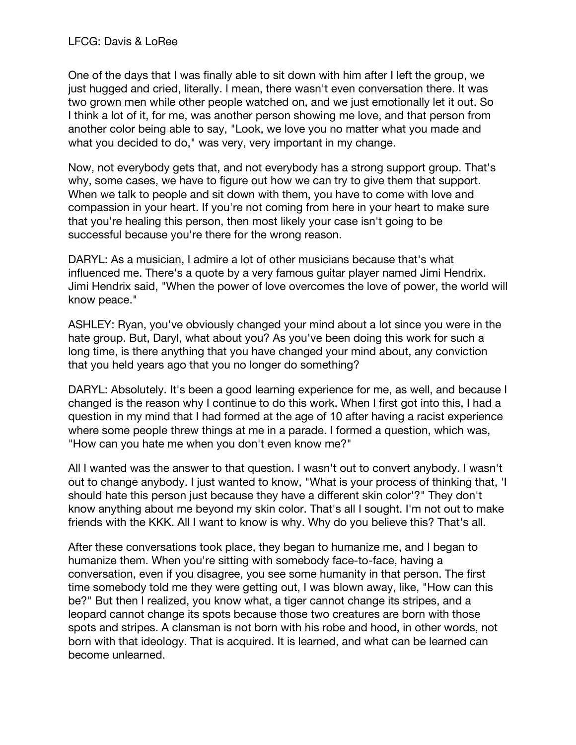One of the days that I was finally able to sit down with him after I left the group, we just hugged and cried, literally. I mean, there wasn't even conversation there. It was two grown men while other people watched on, and we just emotionally let it out. So I think a lot of it, for me, was another person showing me love, and that person from another color being able to say, "Look, we love you no matter what you made and what you decided to do," was very, very important in my change.

Now, not everybody gets that, and not everybody has a strong support group. That's why, some cases, we have to figure out how we can try to give them that support. When we talk to people and sit down with them, you have to come with love and compassion in your heart. If you're not coming from here in your heart to make sure that you're healing this person, then most likely your case isn't going to be successful because you're there for the wrong reason.

DARYL: As a musician, I admire a lot of other musicians because that's what influenced me. There's a quote by a very famous guitar player named Jimi Hendrix. Jimi Hendrix said, "When the power of love overcomes the love of power, the world will know peace."

ASHLEY: Ryan, you've obviously changed your mind about a lot since you were in the hate group. But, Daryl, what about you? As you've been doing this work for such a long time, is there anything that you have changed your mind about, any conviction that you held years ago that you no longer do something?

DARYL: Absolutely. It's been a good learning experience for me, as well, and because I changed is the reason why I continue to do this work. When I first got into this, I had a question in my mind that I had formed at the age of 10 after having a racist experience where some people threw things at me in a parade. I formed a question, which was, "How can you hate me when you don't even know me?"

All I wanted was the answer to that question. I wasn't out to convert anybody. I wasn't out to change anybody. I just wanted to know, "What is your process of thinking that, 'I should hate this person just because they have a different skin color'?" They don't know anything about me beyond my skin color. That's all I sought. I'm not out to make friends with the KKK. All I want to know is why. Why do you believe this? That's all.

After these conversations took place, they began to humanize me, and I began to humanize them. When you're sitting with somebody face-to-face, having a conversation, even if you disagree, you see some humanity in that person. The first time somebody told me they were getting out, I was blown away, like, "How can this be?" But then I realized, you know what, a tiger cannot change its stripes, and a leopard cannot change its spots because those two creatures are born with those spots and stripes. A clansman is not born with his robe and hood, in other words, not born with that ideology. That is acquired. It is learned, and what can be learned can become unlearned.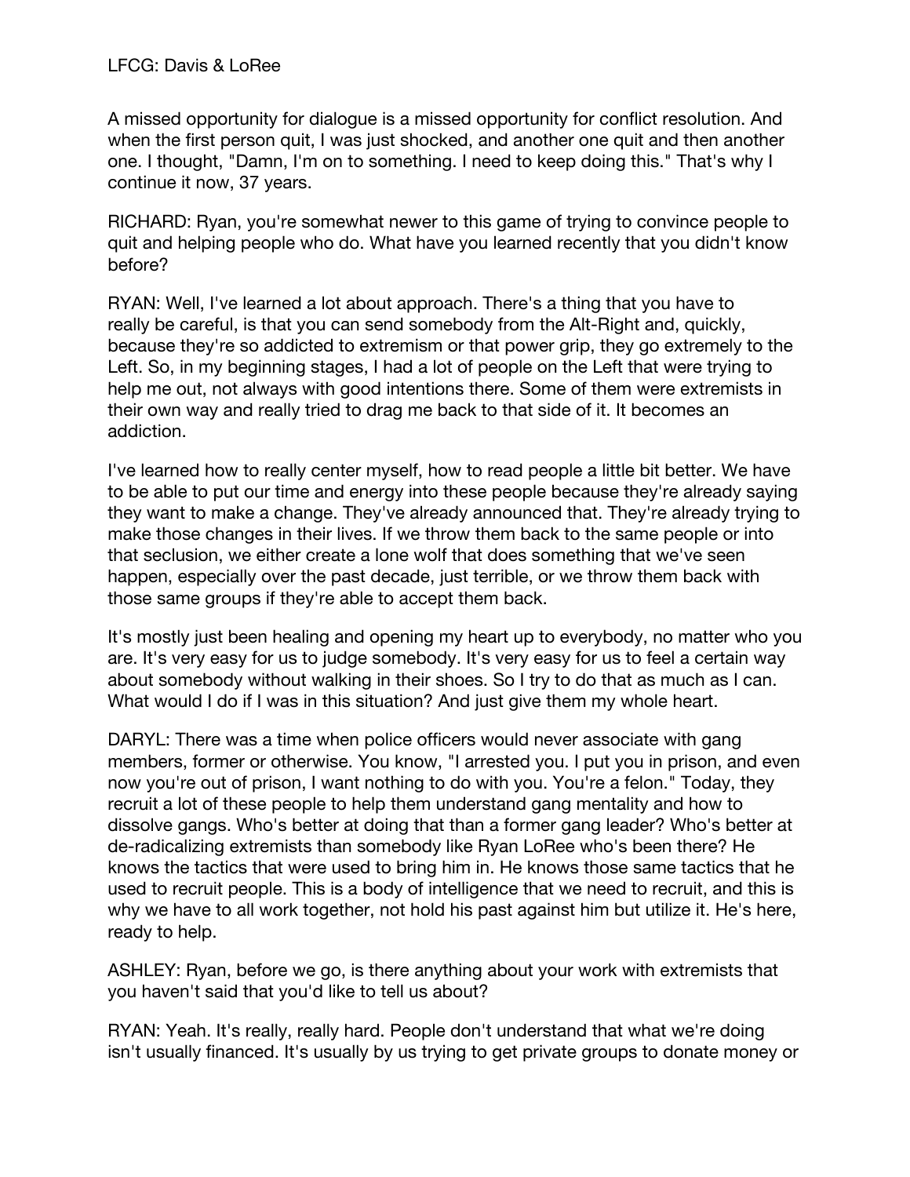A missed opportunity for dialogue is a missed opportunity for conflict resolution. And when the first person quit, I was just shocked, and another one quit and then another one. I thought, "Damn, I'm on to something. I need to keep doing this." That's why I continue it now, 37 years.

RICHARD: Ryan, you're somewhat newer to this game of trying to convince people to quit and helping people who do. What have you learned recently that you didn't know before?

RYAN: Well, I've learned a lot about approach. There's a thing that you have to really be careful, is that you can send somebody from the Alt-Right and, quickly, because they're so addicted to extremism or that power grip, they go extremely to the Left. So, in my beginning stages, I had a lot of people on the Left that were trying to help me out, not always with good intentions there. Some of them were extremists in their own way and really tried to drag me back to that side of it. It becomes an addiction.

I've learned how to really center myself, how to read people a little bit better. We have to be able to put our time and energy into these people because they're already saying they want to make a change. They've already announced that. They're already trying to make those changes in their lives. If we throw them back to the same people or into that seclusion, we either create a lone wolf that does something that we've seen happen, especially over the past decade, just terrible, or we throw them back with those same groups if they're able to accept them back.

It's mostly just been healing and opening my heart up to everybody, no matter who you are. It's very easy for us to judge somebody. It's very easy for us to feel a certain way about somebody without walking in their shoes. So I try to do that as much as I can. What would I do if I was in this situation? And just give them my whole heart.

DARYL: There was a time when police officers would never associate with gang members, former or otherwise. You know, "I arrested you. I put you in prison, and even now you're out of prison, I want nothing to do with you. You're a felon." Today, they recruit a lot of these people to help them understand gang mentality and how to dissolve gangs. Who's better at doing that than a former gang leader? Who's better at de-radicalizing extremists than somebody like Ryan LoRee who's been there? He knows the tactics that were used to bring him in. He knows those same tactics that he used to recruit people. This is a body of intelligence that we need to recruit, and this is why we have to all work together, not hold his past against him but utilize it. He's here, ready to help.

ASHLEY: Ryan, before we go, is there anything about your work with extremists that you haven't said that you'd like to tell us about?

RYAN: Yeah. It's really, really hard. People don't understand that what we're doing isn't usually financed. It's usually by us trying to get private groups to donate money or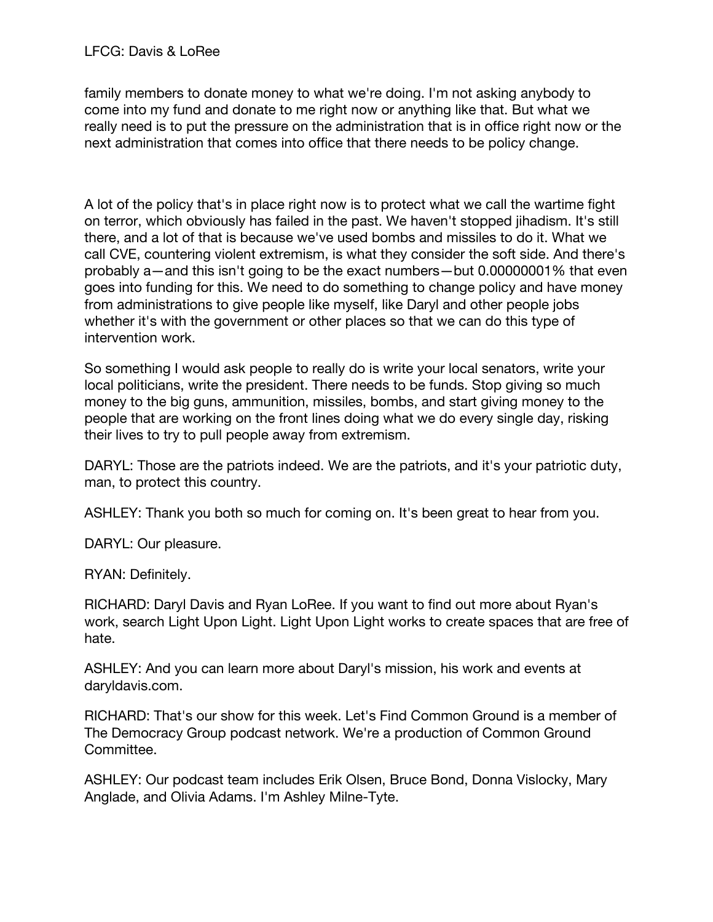family members to donate money to what we're doing. I'm not asking anybody to come into my fund and donate to me right now or anything like that. But what we really need is to put the pressure on the administration that is in office right now or the next administration that comes into office that there needs to be policy change.

A lot of the policy that's in place right now is to protect what we call the wartime fight on terror, which obviously has failed in the past. We haven't stopped jihadism. It's still there, and a lot of that is because we've used bombs and missiles to do it. What we call CVE, countering violent extremism, is what they consider the soft side. And there's probably a—and this isn't going to be the exact numbers—but 0.00000001% that even goes into funding for this. We need to do something to change policy and have money from administrations to give people like myself, like Daryl and other people jobs whether it's with the government or other places so that we can do this type of intervention work.

So something I would ask people to really do is write your local senators, write your local politicians, write the president. There needs to be funds. Stop giving so much money to the big guns, ammunition, missiles, bombs, and start giving money to the people that are working on the front lines doing what we do every single day, risking their lives to try to pull people away from extremism.

DARYL: Those are the patriots indeed. We are the patriots, and it's your patriotic duty, man, to protect this country.

ASHLEY: Thank you both so much for coming on. It's been great to hear from you.

DARYL: Our pleasure.

RYAN: Definitely.

RICHARD: Daryl Davis and Ryan LoRee. If you want to find out more about Ryan's work, search Light Upon Light. Light Upon Light works to create spaces that are free of hate.

ASHLEY: And you can learn more about Daryl's mission, his work and events at daryldavis.com.

RICHARD: That's our show for this week. Let's Find Common Ground is a member of The Democracy Group podcast network. We're a production of Common Ground Committee.

ASHLEY: Our podcast team includes Erik Olsen, Bruce Bond, Donna Vislocky, Mary Anglade, and Olivia Adams. I'm Ashley Milne-Tyte.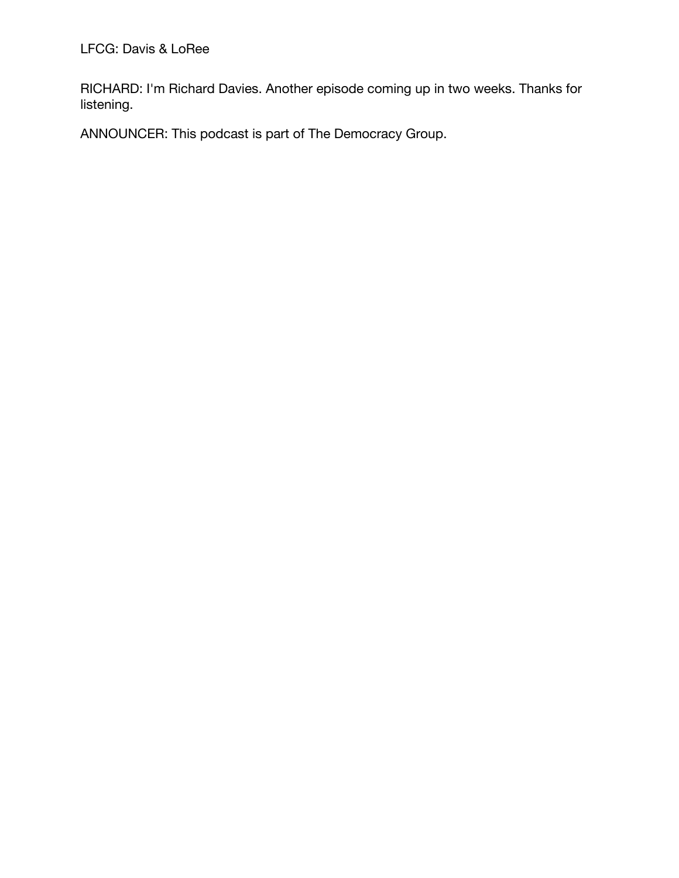RICHARD: I'm Richard Davies. Another episode coming up in two weeks. Thanks for listening.

ANNOUNCER: This podcast is part of The Democracy Group.